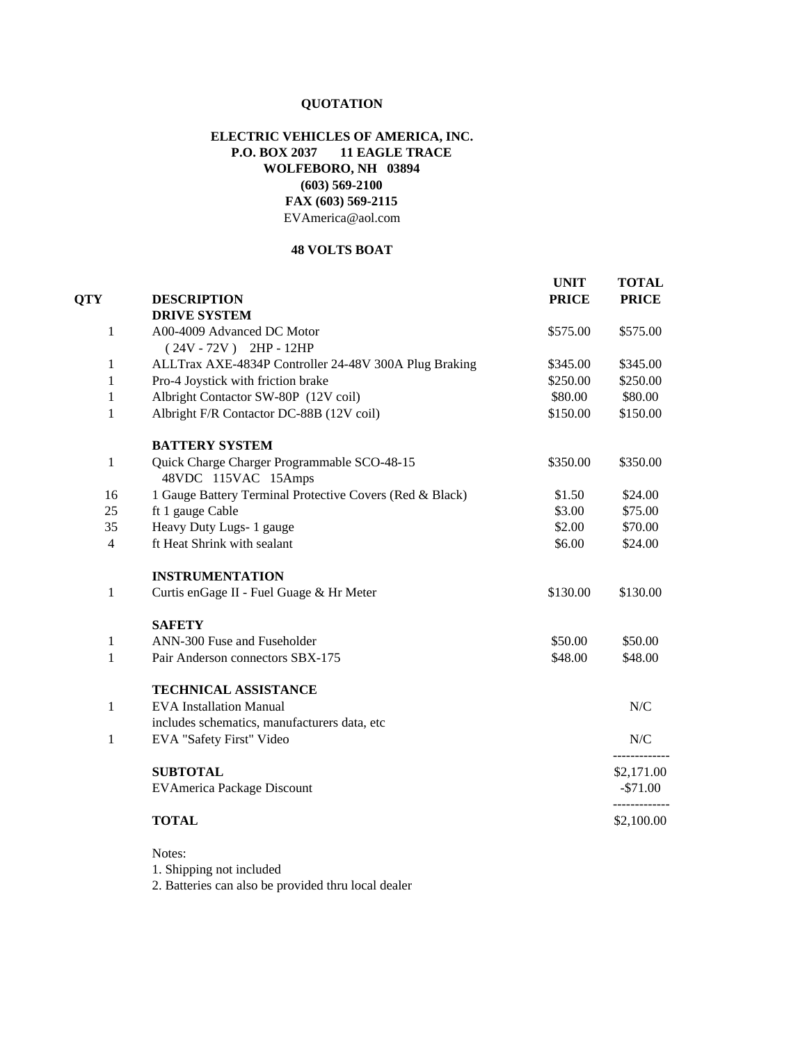**QUOTATION**

**ELECTRIC VEHICLES OF AMERICA, INC.**
**P.O. BOX 2037 11 EAGLE TRACE**
**WOLFEBORO, NH 03894**
**(603) 569-2100**
**FAX (603) 569-2115**
EVAmerica@aol.com

**48 VOLTS BOAT**

| QTY | DESCRIPTION | UNIT PRICE | TOTAL PRICE |
|---|---|---|---|
| | **DRIVE SYSTEM** | | |
| 1 | A00-4009 Advanced DC Motor ( 24V - 72V ) 2HP - 12HP | $575.00 | $575.00 |
| 1 | ALLTrax AXE-4834P Controller 24-48V 300A Plug Braking | $345.00 | $345.00 |
| 1 | Pro-4 Joystick with friction brake | $250.00 | $250.00 |
| 1 | Albright Contactor SW-80P (12V coil) | $80.00 | $80.00 |
| 1 | Albright F/R Contactor DC-88B (12V coil) | $150.00 | $150.00 |
| | **BATTERY SYSTEM** | | |
| 1 | Quick Charge Charger Programmable SCO-48-15 48VDC 115VAC 15Amps | $350.00 | $350.00 |
| 16 | 1 Gauge Battery Terminal Protective Covers (Red & Black) | $1.50 | $24.00 |
| 25 | ft 1 gauge Cable | $3.00 | $75.00 |
| 35 | Heavy Duty Lugs- 1 gauge | $2.00 | $70.00 |
| 4 | ft Heat Shrink with sealant | $6.00 | $24.00 |
| | **INSTRUMENTATION** | | |
| 1 | Curtis enGage II - Fuel Guage & Hr Meter | $130.00 | $130.00 |
| | **SAFETY** | | |
| 1 | ANN-300 Fuse and Fuseholder | $50.00 | $50.00 |
| 1 | Pair Anderson connectors SBX-175 | $48.00 | $48.00 |
| | **TECHNICAL ASSISTANCE** | | |
| 1 | EVA Installation Manual includes schematics, manufacturers data, etc | | N/C |
| 1 | EVA "Safety First" Video | | N/C |
| | **SUBTOTAL** | | $2,171.00 |
| | EVAmerica Package Discount | | -$71.00 |
| | **TOTAL** | | $2,100.00 |

Notes:
1. Shipping not included
2. Batteries can also be provided thru local dealer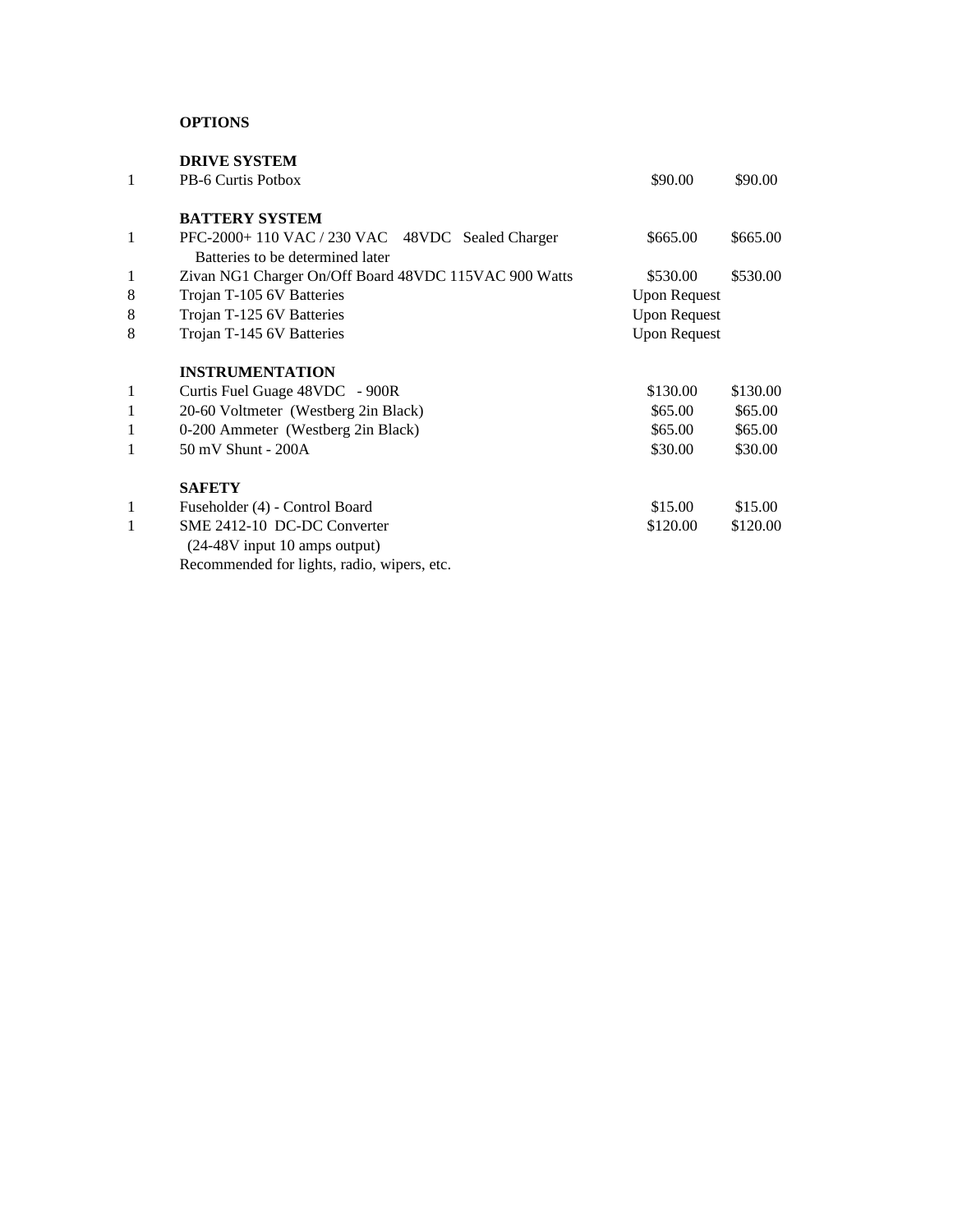**OPTIONS**

| | | | |
|---|---|---|---|
| | **DRIVE SYSTEM** | | |
| 1 | PB-6 Curtis Potbox | $90.00 | $90.00 |
| | **BATTERY SYSTEM** | | |
| 1 | PFC-2000+ 110 VAC / 230 VAC 48VDC Sealed Charger | $665.00 | $665.00 |
| | Batteries to be determined later | | |
| 1 | Zivan NG1 Charger On/Off Board 48VDC 115VAC 900 Watts | $530.00 | $530.00 |
| 8 | Trojan T-105 6V Batteries | Upon Request | |
| 8 | Trojan T-125 6V Batteries | Upon Request | |
| 8 | Trojan T-145 6V Batteries | Upon Request | |
| | **INSTRUMENTATION** | | |
| 1 | Curtis Fuel Guage 48VDC - 900R | $130.00 | $130.00 |
| 1 | 20-60 Voltmeter (Westberg 2in Black) | $65.00 | $65.00 |
| 1 | 0-200 Ammeter (Westberg 2in Black) | $65.00 | $65.00 |
| 1 | 50 mV Shunt - 200A | $30.00 | $30.00 |
| | **SAFETY** | | |
| 1 | Fuseholder (4) - Control Board | $15.00 | $15.00 |
| 1 | SME 2412-10 DC-DC Converter | $120.00 | $120.00 |
| | (24-48V input 10 amps output) | | |
| | Recommended for lights, radio, wipers, etc. | | |